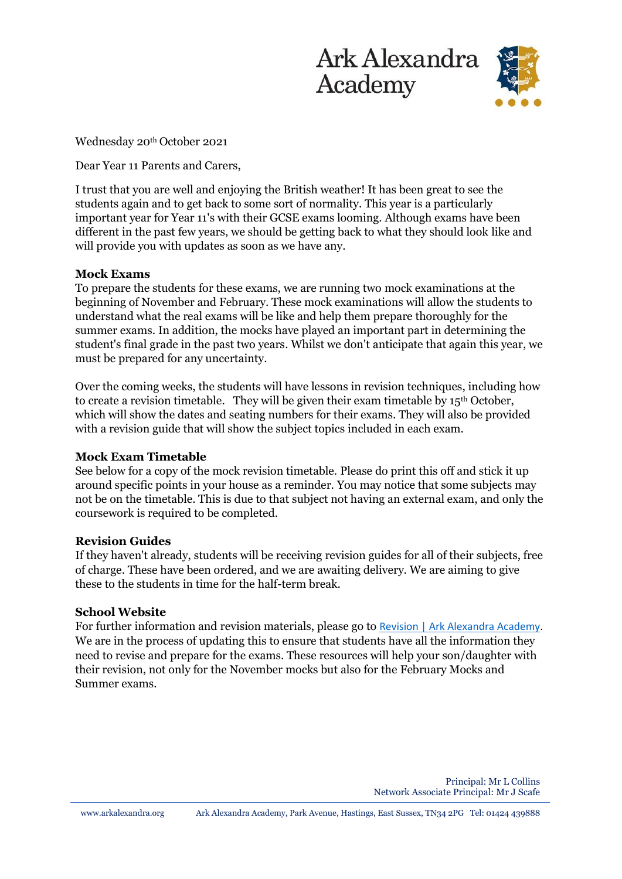Wednesday 20th October 2021

Dear Year 11 Parents and Carers,

I trust that you are well and enjoying the British weather! It has been great to see the students again and to get back to some sort of normality. This year is a particularly important year for Year 11's with their GCSE exams looming. Although exams have been different in the past few years, we should be getting back to what they should look like and will provide you with updates as soon as we have any.

**Mock Exams**

To prepare the students for these exams, we are running two mock examinations at the beginning of November and February. These mock examinations will allow the students to understand what the real exams will be like and help them prepare thoroughly for the summer exams. In addition, the mocks have played an important part in determining the student's final grade in the past two years. Whilst we don't anticipate that again this year, we must be prepared for any uncertainty.

Over the coming weeks, the students will have lessons in revision techniques, including how to create a revision timetable. They will be given their exam timetable by 15th October, which will show the dates and seating numbers for their exams. They will also be provided with a revision guide that will show the subject topics included in each exam.

**Mock Exam Timetable**

See below for a copy of the mock revision timetable. Please do print this off and stick it up around specific points in your house as a reminder. You may notice that some subjects may not be on the timetable. This is due to that subject not having an external exam, and only the coursework is required to be completed.

**Revision Guides**

If they haven't already, students will be receiving revision guides for all of their subjects, free of charge. These have been ordered, and we are awaiting delivery. We are aiming to give these to the students in time for the half-term break.

**School Website**

For further information and revision materials, please go to Revision | Ark Alexandra Academy. We are in the process of updating this to ensure that students have all the information they need to revise and prepare for the exams. These resources will help your son/daughter with their revision, not only for the November mocks but also for the February Mocks and Summer exams.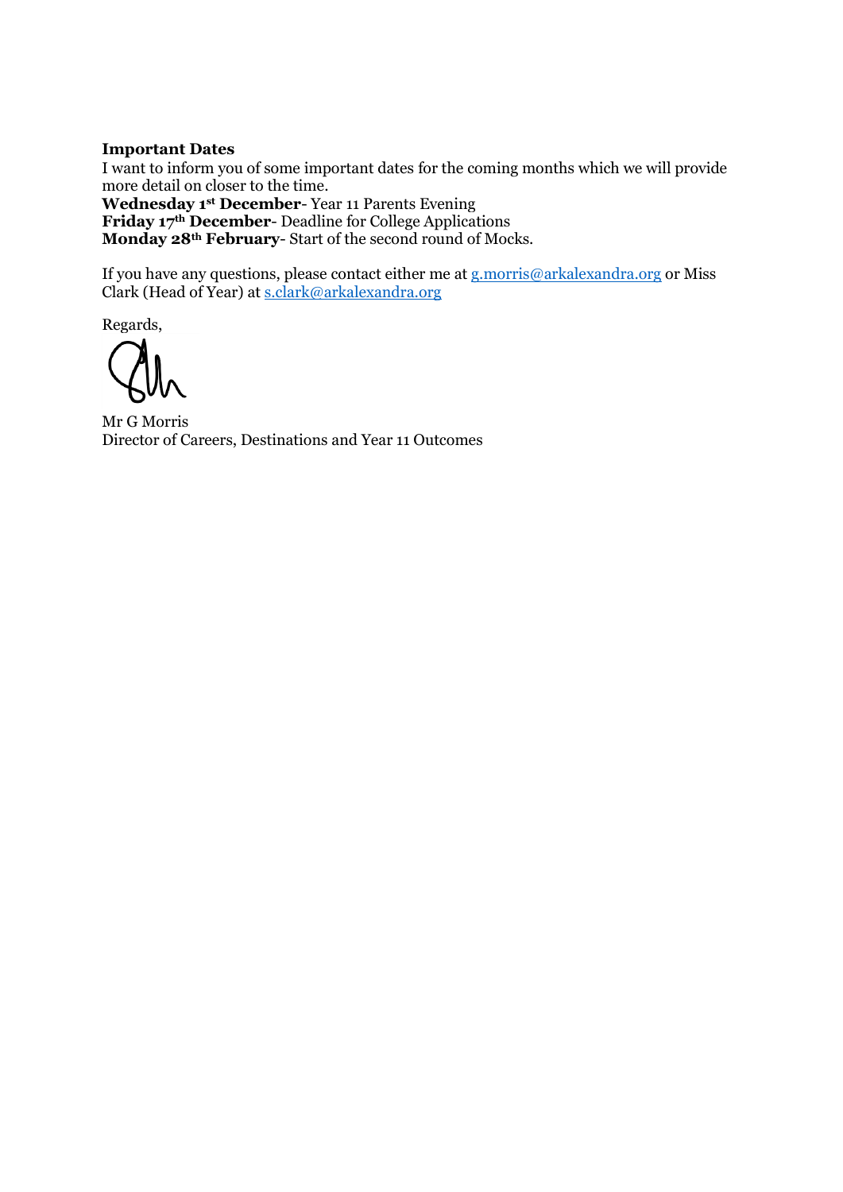**Important Dates**

I want to inform you of some important dates for the coming months which we will provide more detail on closer to the time.

**Wednesday 1st December**- Year 11 Parents Evening
**Friday 17th December**- Deadline for College Applications
**Monday 28th February**- Start of the second round of Mocks.

If you have any questions, please contact either me at g.morris@arkalexandra.org or Miss Clark (Head of Year) at s.clark@arkalexandra.org

Regards,

Mr G Morris
Director of Careers, Destinations and Year 11 Outcomes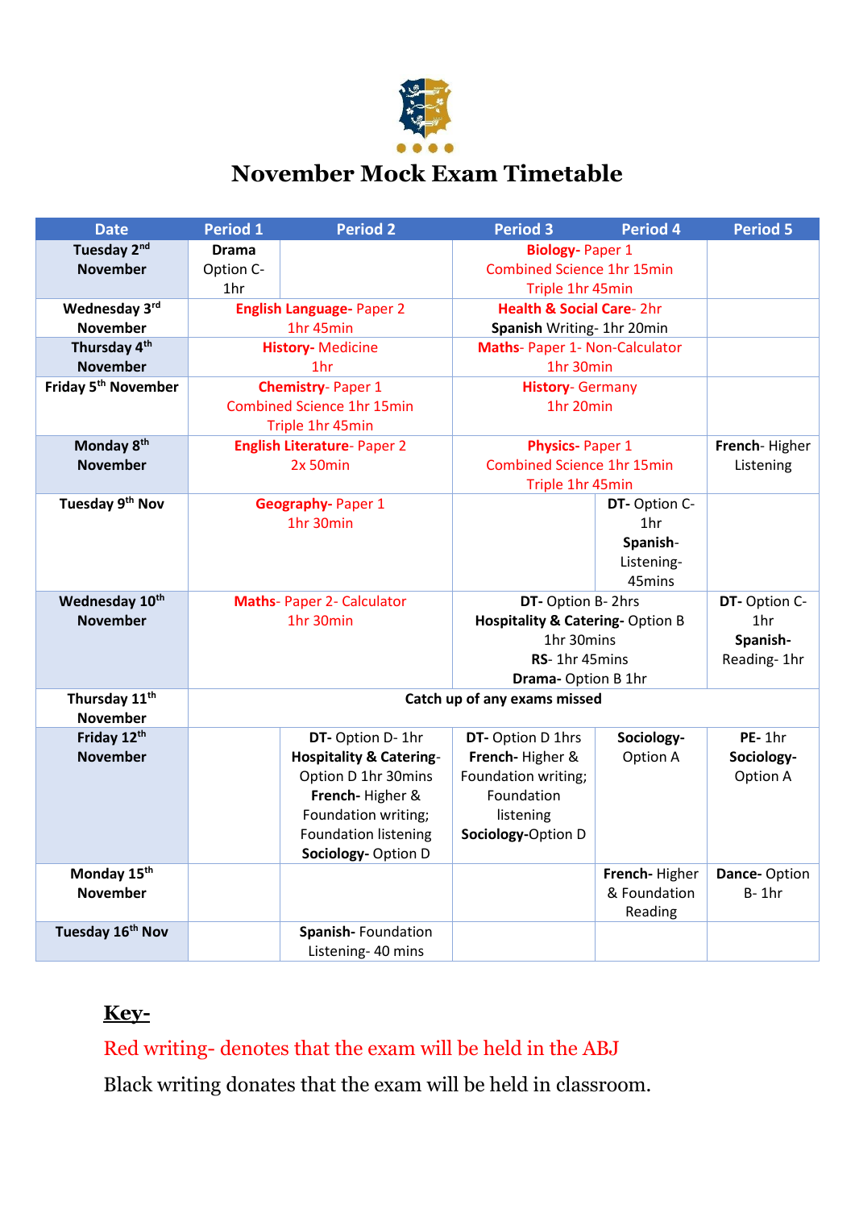# November Mock Exam Timetable

| Date | Period 1 | Period 2 | Period 3 | Period 4 | Period 5 |
|---|---|---|---|---|---|
| Tuesday 2nd November | **Drama** Option C- 1hr | | **Biology**- Paper 1 Combined Science 1hr 15min Triple 1hr 45min | | |
| Wednesday 3rd November | **English Language**- Paper 2 1hr 45min | | **Health & Social Care**- 2hr **Spanish** Writing- 1hr 20min | | |
| Thursday 4th November | **History**- Medicine 1hr | | **Maths**- Paper 1- Non-Calculator 1hr 30min | | |
| Friday 5th November | **Chemistry**- Paper 1 Combined Science 1hr 15min Triple 1hr 45min | | **History**- Germany 1hr 20min | | |
| Monday 8th November | **English Literature**- Paper 2 2x 50min | | **Physics**- Paper 1 Combined Science 1hr 15min Triple 1hr 45min | | **French**- Higher Listening |
| Tuesday 9th Nov | **Geography**- Paper 1 1hr 30min | | | **DT**- Option C- 1hr **Spanish**- Listening- 45mins | |
| Wednesday 10th November | **Maths**- Paper 2- Calculator 1hr 30min | | **DT**- Option B- 2hrs **Hospitality & Catering**- Option B 1hr 30mins **RS**- 1hr 45mins **Drama**- Option B 1hr | | **DT**- Option C- 1hr **Spanish**- Reading- 1hr |
| Thursday 11th November | **Catch up of any exams missed** | | | | |
| Friday 12th November | | **DT**- Option D- 1hr **Hospitality & Catering**- Option D 1hr 30mins **French**- Higher & Foundation writing; Foundation listening **Sociology**- Option D | **DT**- Option D 1hrs **French**- Higher & Foundation writing; Foundation listening **Sociology**-Option D | **Sociology**- Option A | **PE**- 1hr **Sociology**- Option A |
| Monday 15th November | | | | **French**- Higher & Foundation Reading | **Dance**- Option B- 1hr |
| Tuesday 16th Nov | | **Spanish**- Foundation Listening- 40 mins | | | |

**Key-**

Red writing- denotes that the exam will be held in the ABJ

Black writing donates that the exam will be held in classroom.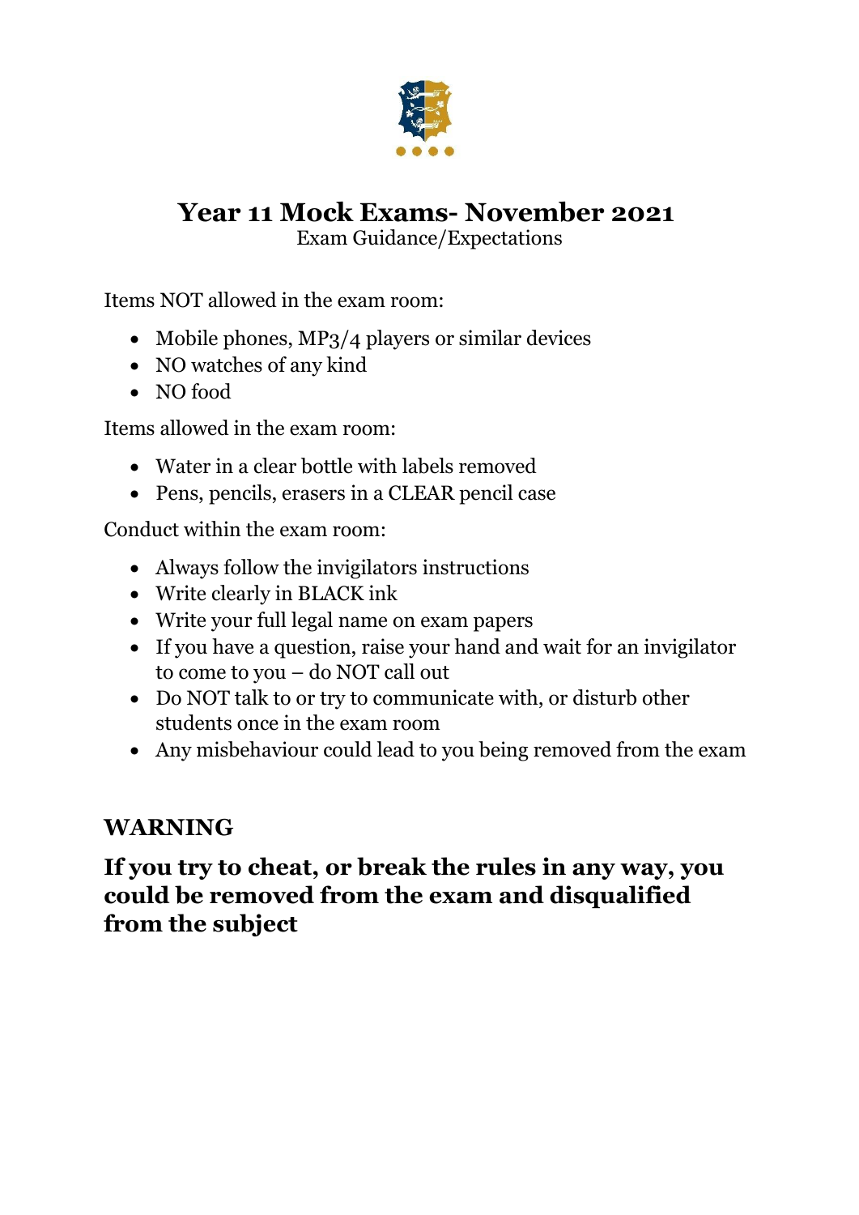# Year 11 Mock Exams- November 2021

Exam Guidance/Expectations

Items NOT allowed in the exam room:

- Mobile phones, MP3/4 players or similar devices
- NO watches of any kind
- NO food

Items allowed in the exam room:

- Water in a clear bottle with labels removed
- Pens, pencils, erasers in a CLEAR pencil case

Conduct within the exam room:

- Always follow the invigilators instructions
- Write clearly in BLACK ink
- Write your full legal name on exam papers
- If you have a question, raise your hand and wait for an invigilator to come to you – do NOT call out
- Do NOT talk to or try to communicate with, or disturb other students once in the exam room
- Any misbehaviour could lead to you being removed from the exam

## WARNING

## If you try to cheat, or break the rules in any way, you could be removed from the exam and disqualified from the subject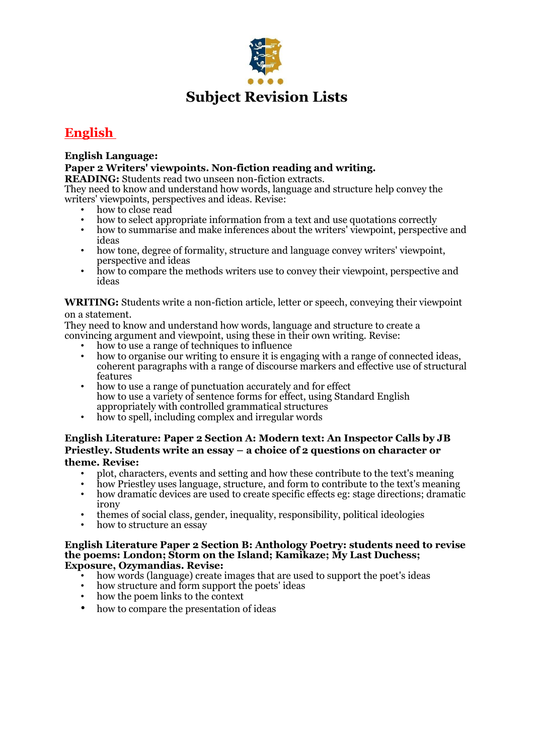# Subject Revision Lists

## English

**English Language:**

**Paper 2 Writers' viewpoints. Non-fiction reading and writing.**

**READING:** Students read two unseen non-fiction extracts.
They need to know and understand how words, language and structure help convey the writers' viewpoints, perspectives and ideas. Revise:

- how to close read
- how to select appropriate information from a text and use quotations correctly
- how to summarise and make inferences about the writers' viewpoint, perspective and ideas
- how tone, degree of formality, structure and language convey writers' viewpoint, perspective and ideas
- how to compare the methods writers use to convey their viewpoint, perspective and ideas

**WRITING:** Students write a non-fiction article, letter or speech, conveying their viewpoint on a statement.
They need to know and understand how words, language and structure to create a convincing argument and viewpoint, using these in their own writing. Revise:

- how to use a range of techniques to influence
- how to organise our writing to ensure it is engaging with a range of connected ideas, coherent paragraphs with a range of discourse markers and effective use of structural features
- how to use a range of punctuation accurately and for effect
  how to use a variety of sentence forms for effect, using Standard English appropriately with controlled grammatical structures
- how to spell, including complex and irregular words

**English Literature: Paper 2 Section A: Modern text: An Inspector Calls by JB Priestley. Students write an essay – a choice of 2 questions on character or theme. Revise:**

- plot, characters, events and setting and how these contribute to the text's meaning
- how Priestley uses language, structure, and form to contribute to the text's meaning
- how dramatic devices are used to create specific effects eg: stage directions; dramatic irony
- themes of social class, gender, inequality, responsibility, political ideologies
- how to structure an essay

**English Literature Paper 2 Section B: Anthology Poetry: students need to revise the poems: London; Storm on the Island; Kamikaze; My Last Duchess; Exposure, Ozymandias. Revise:**

- how words (language) create images that are used to support the poet's ideas
- how structure and form support the poets' ideas
- how the poem links to the context
- how to compare the presentation of ideas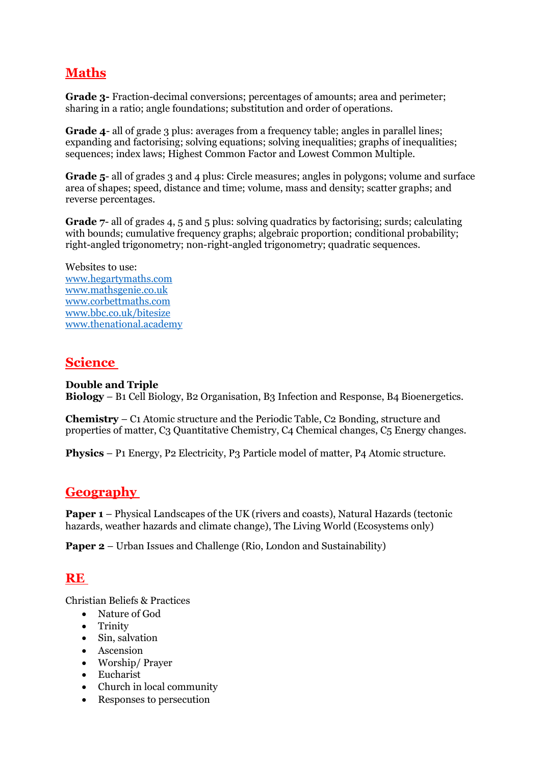## Maths

**Grade 3-** Fraction-decimal conversions; percentages of amounts; area and perimeter; sharing in a ratio; angle foundations; substitution and order of operations.

**Grade 4**- all of grade 3 plus: averages from a frequency table; angles in parallel lines; expanding and factorising; solving equations; solving inequalities; graphs of inequalities; sequences; index laws; Highest Common Factor and Lowest Common Multiple.

**Grade 5**- all of grades 3 and 4 plus: Circle measures; angles in polygons; volume and surface area of shapes; speed, distance and time; volume, mass and density; scatter graphs; and reverse percentages.

**Grade 7**- all of grades 4, 5 and 5 plus: solving quadratics by factorising; surds; calculating with bounds; cumulative frequency graphs; algebraic proportion; conditional probability; right-angled trigonometry; non-right-angled trigonometry; quadratic sequences.

Websites to use:
www.hegartymaths.com
www.mathsgenie.co.uk
www.corbettmaths.com
www.bbc.co.uk/bitesize
www.thenational.academy

## Science

**Double and Triple**
**Biology** – B1 Cell Biology, B2 Organisation, B3 Infection and Response, B4 Bioenergetics.

**Chemistry** – C1 Atomic structure and the Periodic Table, C2 Bonding, structure and properties of matter, C3 Quantitative Chemistry, C4 Chemical changes, C5 Energy changes.

**Physics** – P1 Energy, P2 Electricity, P3 Particle model of matter, P4 Atomic structure.

## Geography

**Paper 1** – Physical Landscapes of the UK (rivers and coasts), Natural Hazards (tectonic hazards, weather hazards and climate change), The Living World (Ecosystems only)

**Paper 2** – Urban Issues and Challenge (Rio, London and Sustainability)

## RE

Christian Beliefs & Practices

- Nature of God
- Trinity
- Sin, salvation
- Ascension
- Worship/ Prayer
- Eucharist
- Church in local community
- Responses to persecution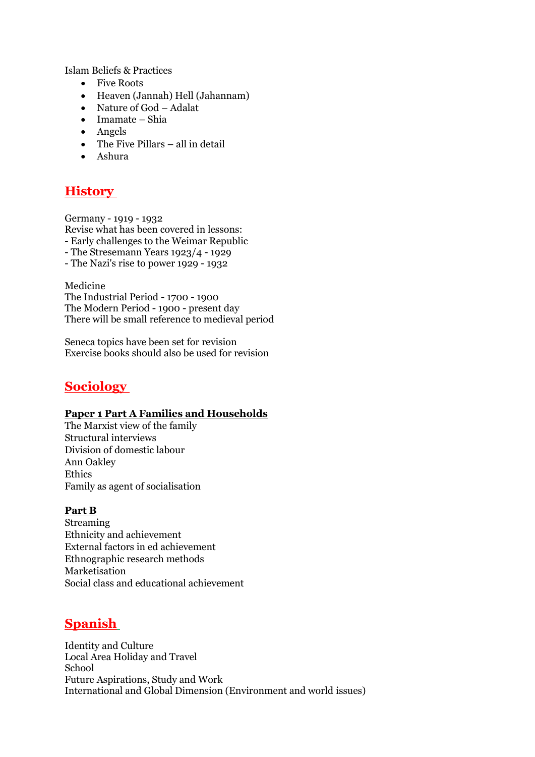Islam Beliefs & Practices

- Five Roots
- Heaven (Jannah) Hell (Jahannam)
- Nature of God – Adalat
- Imamate – Shia
- Angels
- The Five Pillars – all in detail
- Ashura

## History

Germany - 1919 - 1932
Revise what has been covered in lessons:
- Early challenges to the Weimar Republic
- The Stresemann Years 1923/4 - 1929
- The Nazi's rise to power 1929 - 1932

Medicine
The Industrial Period - 1700 - 1900
The Modern Period - 1900 - present day
There will be small reference to medieval period

Seneca topics have been set for revision
Exercise books should also be used for revision

## Sociology

### Paper 1 Part A Families and Households

The Marxist view of the family
Structural interviews
Division of domestic labour
Ann Oakley
Ethics
Family as agent of socialisation

### Part B

Streaming
Ethnicity and achievement
External factors in ed achievement
Ethnographic research methods
Marketisation
Social class and educational achievement

## Spanish

Identity and Culture
Local Area Holiday and Travel
School
Future Aspirations, Study and Work
International and Global Dimension (Environment and world issues)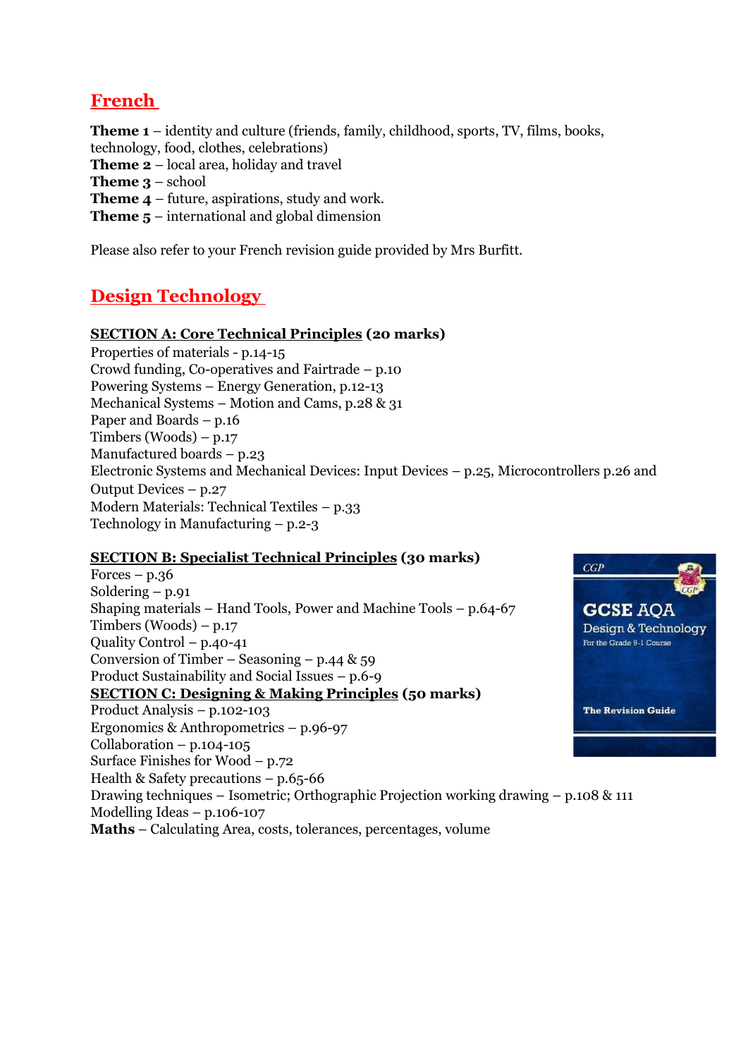## French

**Theme 1** – identity and culture (friends, family, childhood, sports, TV, films, books, technology, food, clothes, celebrations)
**Theme 2** – local area, holiday and travel
**Theme 3** – school
**Theme 4** – future, aspirations, study and work.
**Theme 5** – international and global dimension

Please also refer to your French revision guide provided by Mrs Burfitt.

## Design Technology

**SECTION A: Core Technical Principles (20 marks)**
Properties of materials - p.14-15
Crowd funding, Co-operatives and Fairtrade – p.10
Powering Systems – Energy Generation, p.12-13
Mechanical Systems – Motion and Cams, p.28 & 31
Paper and Boards – p.16
Timbers (Woods) – p.17
Manufactured boards – p.23
Electronic Systems and Mechanical Devices: Input Devices – p.25, Microcontrollers p.26 and Output Devices – p.27
Modern Materials: Technical Textiles – p.33
Technology in Manufacturing – p.2-3

**SECTION B: Specialist Technical Principles (30 marks)**
Forces – p.36
Soldering – p.91
Shaping materials – Hand Tools, Power and Machine Tools – p.64-67
Timbers (Woods) – p.17
Quality Control – p.40-41
Conversion of Timber – Seasoning – p.44 & 59
Product Sustainability and Social Issues – p.6-9

**SECTION C: Designing & Making Principles (50 marks)**
Product Analysis – p.102-103
Ergonomics & Anthropometrics – p.96-97
Collaboration – p.104-105
Surface Finishes for Wood – p.72
Health & Safety precautions – p.65-66
Drawing techniques – Isometric; Orthographic Projection working drawing – p.108 & 111
Modelling Ideas – p.106-107
**Maths** – Calculating Area, costs, tolerances, percentages, volume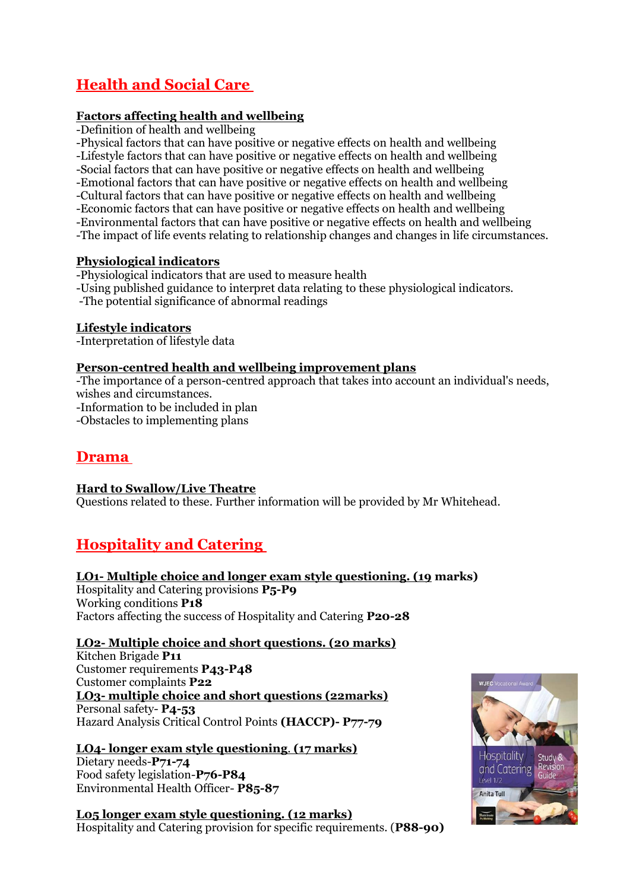## Health and Social Care

**Factors affecting health and wellbeing**

-Definition of health and wellbeing
-Physical factors that can have positive or negative effects on health and wellbeing
-Lifestyle factors that can have positive or negative effects on health and wellbeing
-Social factors that can have positive or negative effects on health and wellbeing
-Emotional factors that can have positive or negative effects on health and wellbeing
-Cultural factors that can have positive or negative effects on health and wellbeing
-Economic factors that can have positive or negative effects on health and wellbeing
-Environmental factors that can have positive or negative effects on health and wellbeing
-The impact of life events relating to relationship changes and changes in life circumstances.

**Physiological indicators**

-Physiological indicators that are used to measure health
-Using published guidance to interpret data relating to these physiological indicators.
-The potential significance of abnormal readings

**Lifestyle indicators**

-Interpretation of lifestyle data

**Person-centred health and wellbeing improvement plans**

-The importance of a person-centred approach that takes into account an individual's needs, wishes and circumstances.
-Information to be included in plan
-Obstacles to implementing plans

## Drama

**Hard to Swallow/Live Theatre**

Questions related to these. Further information will be provided by Mr Whitehead.

## Hospitality and Catering

**LO1- Multiple choice and longer exam style questioning. (19 marks)**

Hospitality and Catering provisions **P5-P9**
Working conditions **P18**
Factors affecting the success of Hospitality and Catering **P20-28**

**LO2- Multiple choice and short questions. (20 marks)**

Kitchen Brigade **P11**
Customer requirements **P43-P48**
Customer complaints **P22**

**LO3- multiple choice and short questions (22marks)**

Personal safety- **P4-53**
Hazard Analysis Critical Control Points **(HACCP)- P77-79**

**LO4- longer exam style questioning. (17 marks)**

Dietary needs-**P71-74**
Food safety legislation-**P76-P84**
Environmental Health Officer- **P85-87**

**L05 longer exam style questioning. (12 marks)**

Hospitality and Catering provision for specific requirements. (**P88-90)**